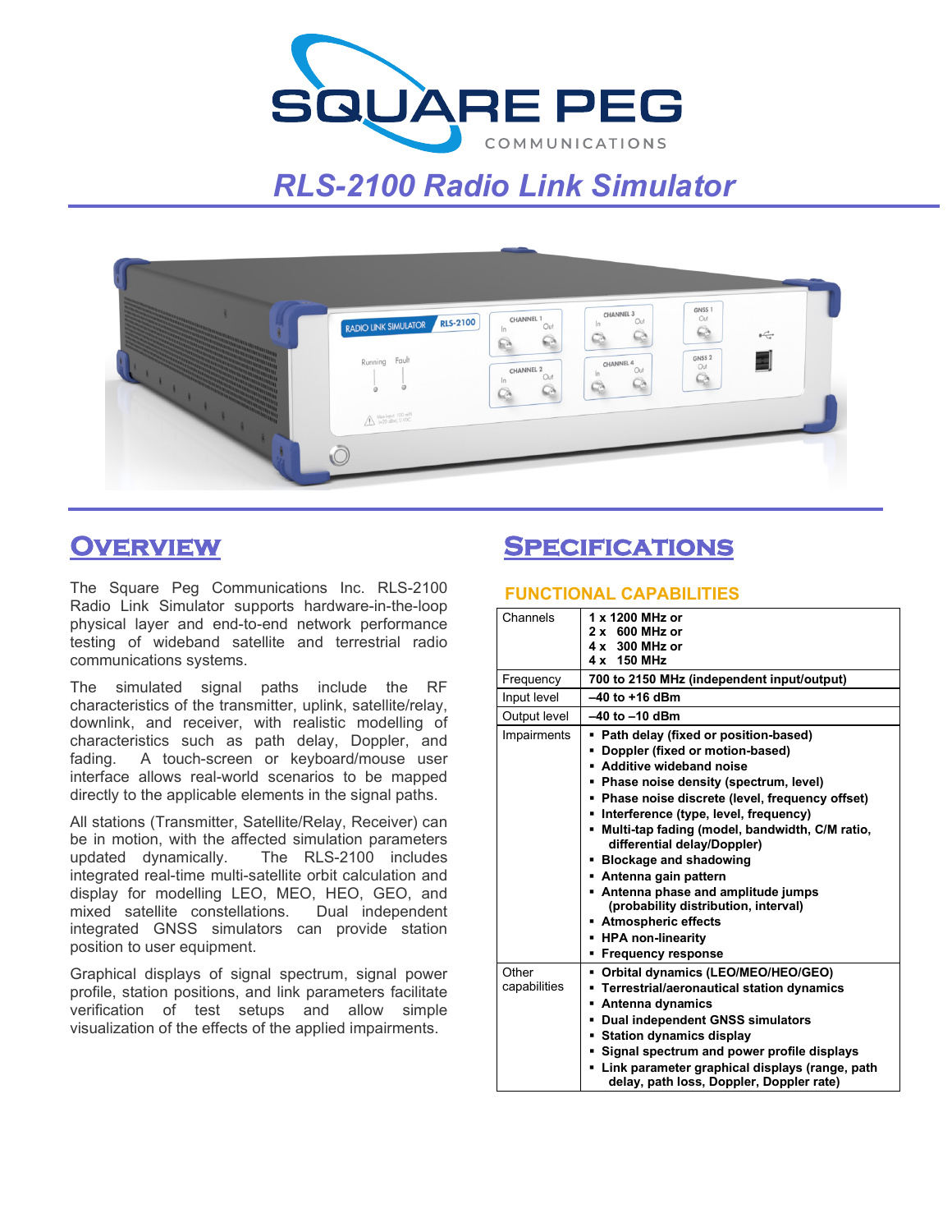# RLS-2100 Radio Link Simulator

## Overview

The Square Peg Communications Inc. RLS-2100 Radio Link Simulator supports hardware-in-the-loop physical layer and end-to-end network performance testing of wideband satellite and terrestrial radio communications systems.

The simulated signal paths include the RF characteristics of the transmitter, uplink, satellite/relay, downlink, and receiver, with realistic modelling of characteristics such as path delay, Doppler, and fading. A touch-screen or keyboard/mouse user interface allows real-world scenarios to be mapped directly to the applicable elements in the signal paths.

All stations (Transmitter, Satellite/Relay, Receiver) can be in motion, with the affected simulation parameters updated dynamically. The RLS-2100 includes integrated real-time multi-satellite orbit calculation and display for modelling LEO, MEO, HEO, GEO, and mixed satellite constellations. Dual independent integrated GNSS simulators can provide station position to user equipment.

Graphical displays of signal spectrum, signal power profile, station positions, and link parameters facilitate verification of test setups and allow simple visualization of the effects of the applied impairments.

## Specifications

### Functional Capabilities

| | |
|---|---|
| Channels | **1 x 1200 MHz or**<br>**2 x 600 MHz or**<br>**4 x 300 MHz or**<br>**4 x 150 MHz** |
| Frequency | **700 to 2150 MHz (independent input/output)** |
| Input level | **–40 to +16 dBm** |
| Output level | **–40 to –10 dBm** |
| Impairments | ▪ **Path delay (fixed or position-based)**<br>▪ **Doppler (fixed or motion-based)**<br>▪ **Additive wideband noise**<br>▪ **Phase noise density (spectrum, level)**<br>▪ **Phase noise discrete (level, frequency offset)**<br>▪ **Interference (type, level, frequency)**<br>▪ **Multi-tap fading (model, bandwidth, C/M ratio, differential delay/Doppler)**<br>▪ **Blockage and shadowing**<br>▪ **Antenna gain pattern**<br>▪ **Antenna phase and amplitude jumps (probability distribution, interval)**<br>▪ **Atmospheric effects**<br>▪ **HPA non-linearity**<br>▪ **Frequency response** |
| Other capabilities | ▪ **Orbital dynamics (LEO/MEO/HEO/GEO)**<br>▪ **Terrestrial/aeronautical station dynamics**<br>▪ **Antenna dynamics**<br>▪ **Dual independent GNSS simulators**<br>▪ **Station dynamics display**<br>▪ **Signal spectrum and power profile displays**<br>▪ **Link parameter graphical displays (range, path delay, path loss, Doppler, Doppler rate)** |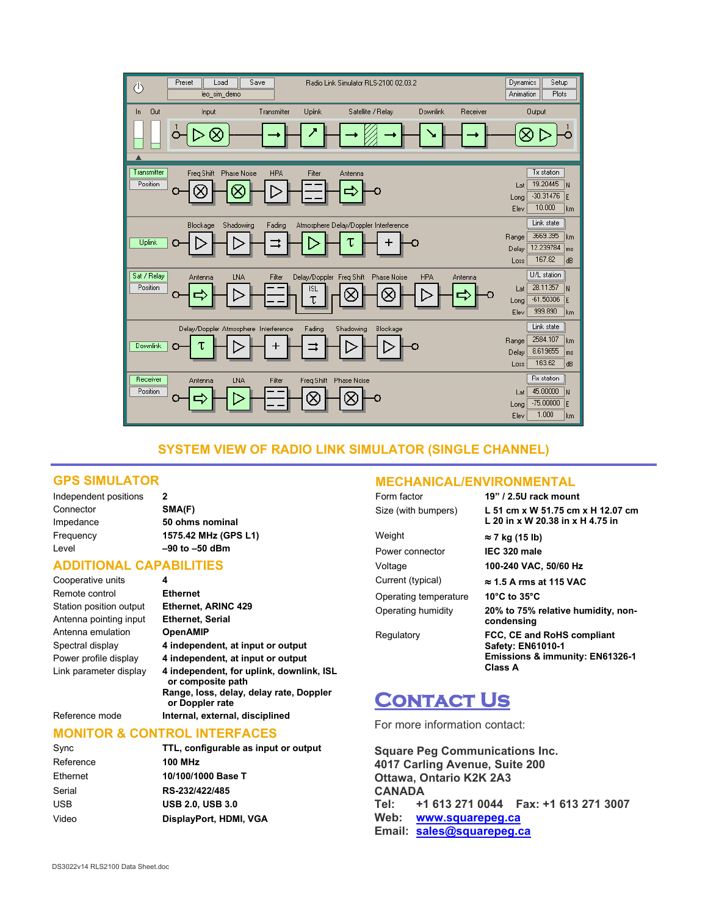Radio Link Simulator RLS-2100 02.03.2

Preset Load Save

leo_sim_demo

Dynamics Setup

Animation Plots

In Out

Input Transmitter Uplink Satellite / Relay Downlink Receiver Output

Transmitter

Position

Freq Shift Phase Noise HPA Filter Antenna

Tx station

Lat 19.20445 N

Long -30.31476 E

Elev 10.000 km

Blockage Shadowing Fading Atmosphere Delay/Doppler Interference

Uplink

Link state

Range 3669.395 km

Delay 12.239784 ms

Loss 167.82 dB

Sat / Relay

Position

Antenna LNA Filter Delay/Doppler Freq Shift Phase Noise HPA Antenna

ISL

U/L station

Lat 28.11357 N

Long -61.50306 E

Elev 999.890 km

Delay/Doppler Atmosphere Interference Fading Shadowing Blockage

Downlink

Link state

Range 2584.107 km

Delay 8.619655 ms

Loss 163.62 dB

Receiver

Position

Antenna LNA Filter Freq Shift Phase Noise

Fix station

Lat 45.00000 N

Long -75.00000 E

Elev 1.000 km

SYSTEM VIEW OF RADIO LINK SIMULATOR (SINGLE CHANNEL)

## GPS SIMULATOR

| | |
|---|---|
| Independent positions | **2** |
| Connector | **SMA(F)** |
| Impedance | **50 ohms nominal** |
| Frequency | **1575.42 MHz (GPS L1)** |
| Level | **–90 to –50 dBm** |

## ADDITIONAL CAPABILITIES

| | |
|---|---|
| Cooperative units | **4** |
| Remote control | **Ethernet** |
| Station position output | **Ethernet, ARINC 429** |
| Antenna pointing input | **Ethernet, Serial** |
| Antenna emulation | **OpenAMIP** |
| Spectral display | **4 independent, at input or output** |
| Power profile display | **4 independent, at input or output** |
| Link parameter display | **4 independent, for uplink, downlink, ISL or composite path**<br>**Range, loss, delay, delay rate, Doppler or Doppler rate** |
| Reference mode | **Internal, external, disciplined** |

## MONITOR & CONTROL INTERFACES

| | |
|---|---|
| Sync | **TTL, configurable as input or output** |
| Reference | **100 MHz** |
| Ethernet | **10/100/1000 Base T** |
| Serial | **RS-232/422/485** |
| USB | **USB 2.0, USB 3.0** |
| Video | **DisplayPort, HDMI, VGA** |

## MECHANICAL/ENVIRONMENTAL

| | |
|---|---|
| Form factor | **19" / 2.5U rack mount** |
| Size (with bumpers) | **L 51 cm x W 51.75 cm x H 12.07 cm**<br>**L 20 in x W 20.38 in x H 4.75 in** |
| Weight | **≈ 7 kg (15 lb)** |
| Power connector | **IEC 320 male** |
| Voltage | **100-240 VAC, 50/60 Hz** |
| Current (typical) | **≈ 1.5 A rms at 115 VAC** |
| Operating temperature | **10°C to 35°C** |
| Operating humidity | **20% to 75% relative humidity, non-condensing** |
| Regulatory | **FCC, CE and RoHS compliant**<br>**Safety: EN61010-1**<br>**Emissions & immunity: EN61326-1 Class A** |

## CONTACT US

For more information contact:

**Square Peg Communications Inc.**
**4017 Carling Avenue, Suite 200**
**Ottawa, Ontario K2K 2A3**
**CANADA**
**Tel: +1 613 271 0044 Fax: +1 613 271 3007**
**Web: www.squarepeg.ca**
**Email: sales@squarepeg.ca**

DS3022v14 RLS2100 Data Sheet.doc